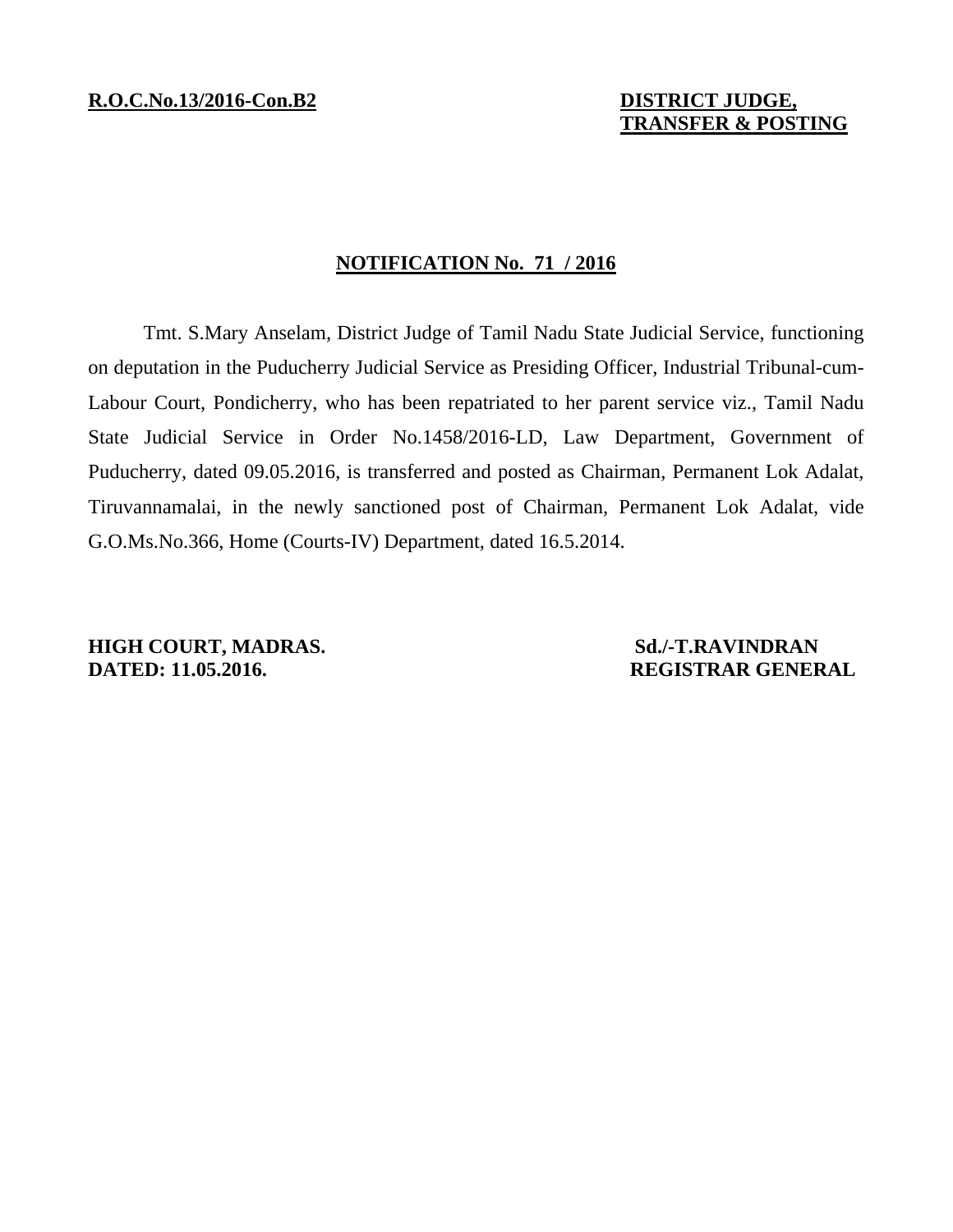**R.O.C.No.13/2016-Con.B2**

**DISTRICT JUDGE,**
**TRANSFER & POSTING**

## NOTIFICATION No. 71 / 2016

Tmt. S.Mary Anselam, District Judge of Tamil Nadu State Judicial Service, functioning on deputation in the Puducherry Judicial Service as Presiding Officer, Industrial Tribunal-cum-Labour Court, Pondicherry, who has been repatriated to her parent service viz., Tamil Nadu State Judicial Service in Order No.1458/2016-LD, Law Department, Government of Puducherry, dated 09.05.2016, is transferred and posted as Chairman, Permanent Lok Adalat, Tiruvannamalai, in the newly sanctioned post of Chairman, Permanent Lok Adalat, vide G.O.Ms.No.366, Home (Courts-IV) Department, dated 16.5.2014.

**HIGH COURT, MADRAS.**
**DATED: 11.05.2016.**

**Sd./-T.RAVINDRAN**
**REGISTRAR GENERAL**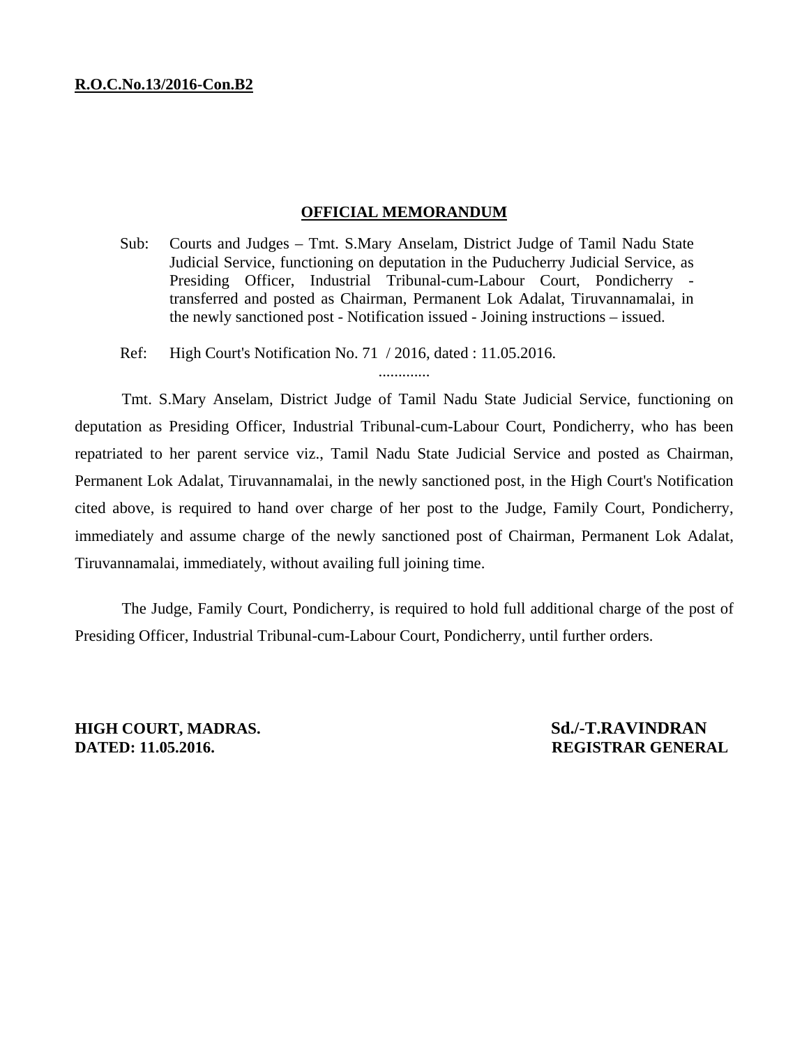**R.O.C.No.13/2016-Con.B2**

## OFFICIAL MEMORANDUM

Sub: Courts and Judges – Tmt. S.Mary Anselam, District Judge of Tamil Nadu State Judicial Service, functioning on deputation in the Puducherry Judicial Service, as Presiding Officer, Industrial Tribunal-cum-Labour Court, Pondicherry - transferred and posted as Chairman, Permanent Lok Adalat, Tiruvannamalai, in the newly sanctioned post - Notification issued - Joining instructions – issued.

Ref: High Court's Notification No. 71 / 2016, dated : 11.05.2016.

.............

Tmt. S.Mary Anselam, District Judge of Tamil Nadu State Judicial Service, functioning on deputation as Presiding Officer, Industrial Tribunal-cum-Labour Court, Pondicherry, who has been repatriated to her parent service viz., Tamil Nadu State Judicial Service and posted as Chairman, Permanent Lok Adalat, Tiruvannamalai, in the newly sanctioned post, in the High Court's Notification cited above, is required to hand over charge of her post to the Judge, Family Court, Pondicherry, immediately and assume charge of the newly sanctioned post of Chairman, Permanent Lok Adalat, Tiruvannamalai, immediately, without availing full joining time.

The Judge, Family Court, Pondicherry, is required to hold full additional charge of the post of Presiding Officer, Industrial Tribunal-cum-Labour Court, Pondicherry, until further orders.

**HIGH COURT, MADRAS.**
**DATED: 11.05.2016.**

**Sd./-T.RAVINDRAN**
**REGISTRAR GENERAL**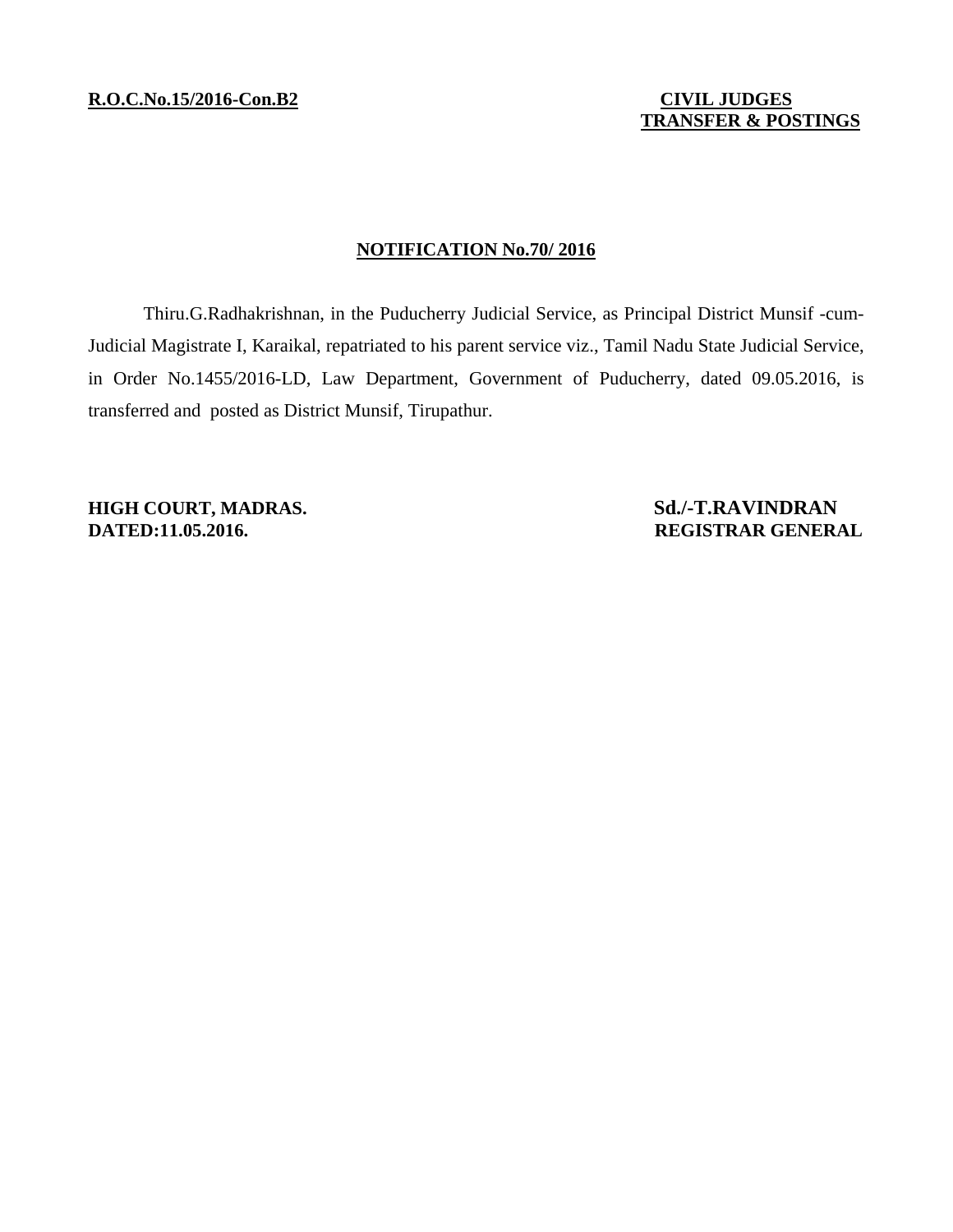**R.O.C.No.15/2016-Con.B2**

**CIVIL JUDGES**
**TRANSFER & POSTINGS**

## NOTIFICATION No.70/ 2016

Thiru.G.Radhakrishnan, in the Puducherry Judicial Service, as Principal District Munsif -cum-Judicial Magistrate I, Karaikal, repatriated to his parent service viz., Tamil Nadu State Judicial Service, in Order No.1455/2016-LD, Law Department, Government of Puducherry, dated 09.05.2016, is transferred and posted as District Munsif, Tirupathur.

**HIGH COURT, MADRAS.**
**DATED:11.05.2016.**

**Sd./-T.RAVINDRAN**
**REGISTRAR GENERAL**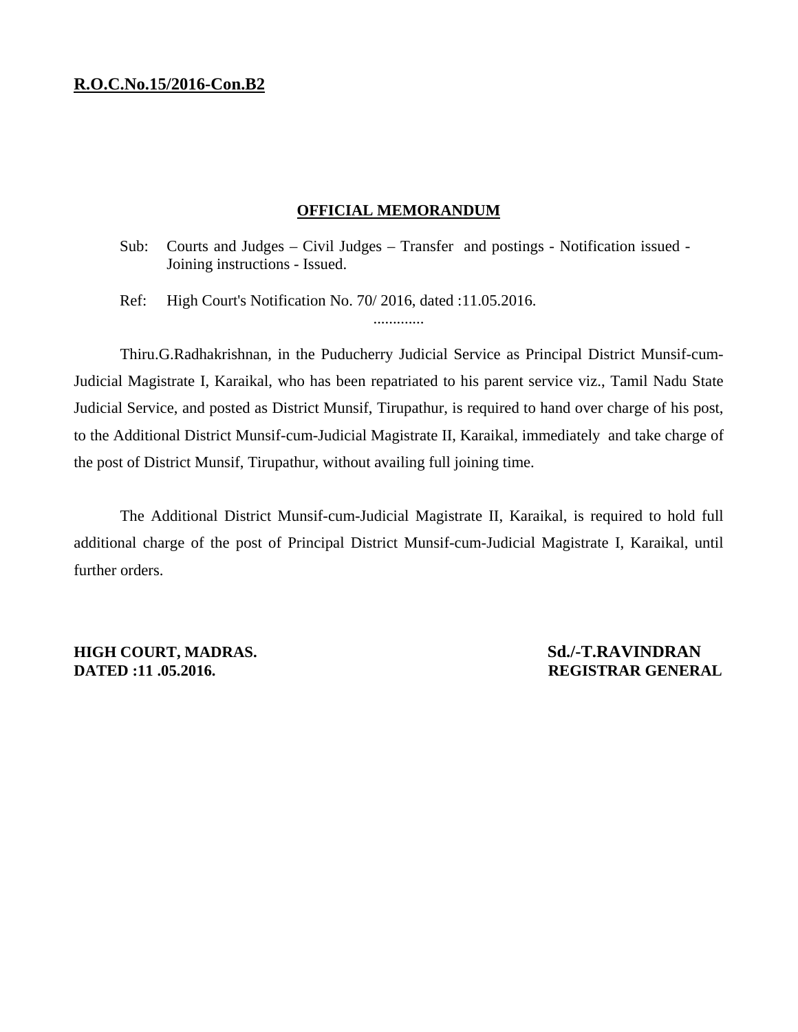**R.O.C.No.15/2016-Con.B2**

## OFFICIAL MEMORANDUM

Sub: Courts and Judges – Civil Judges – Transfer and postings - Notification issued - Joining instructions - Issued.

Ref: High Court's Notification No. 70/ 2016, dated :11.05.2016.

.............

Thiru.G.Radhakrishnan, in the Puducherry Judicial Service as Principal District Munsif-cum-Judicial Magistrate I, Karaikal, who has been repatriated to his parent service viz., Tamil Nadu State Judicial Service, and posted as District Munsif, Tirupathur, is required to hand over charge of his post, to the Additional District Munsif-cum-Judicial Magistrate II, Karaikal, immediately and take charge of the post of District Munsif, Tirupathur, without availing full joining time.

The Additional District Munsif-cum-Judicial Magistrate II, Karaikal, is required to hold full additional charge of the post of Principal District Munsif-cum-Judicial Magistrate I, Karaikal, until further orders.

**HIGH COURT, MADRAS.**
**DATED :11 .05.2016.**

**Sd./-T.RAVINDRAN**
**REGISTRAR GENERAL**